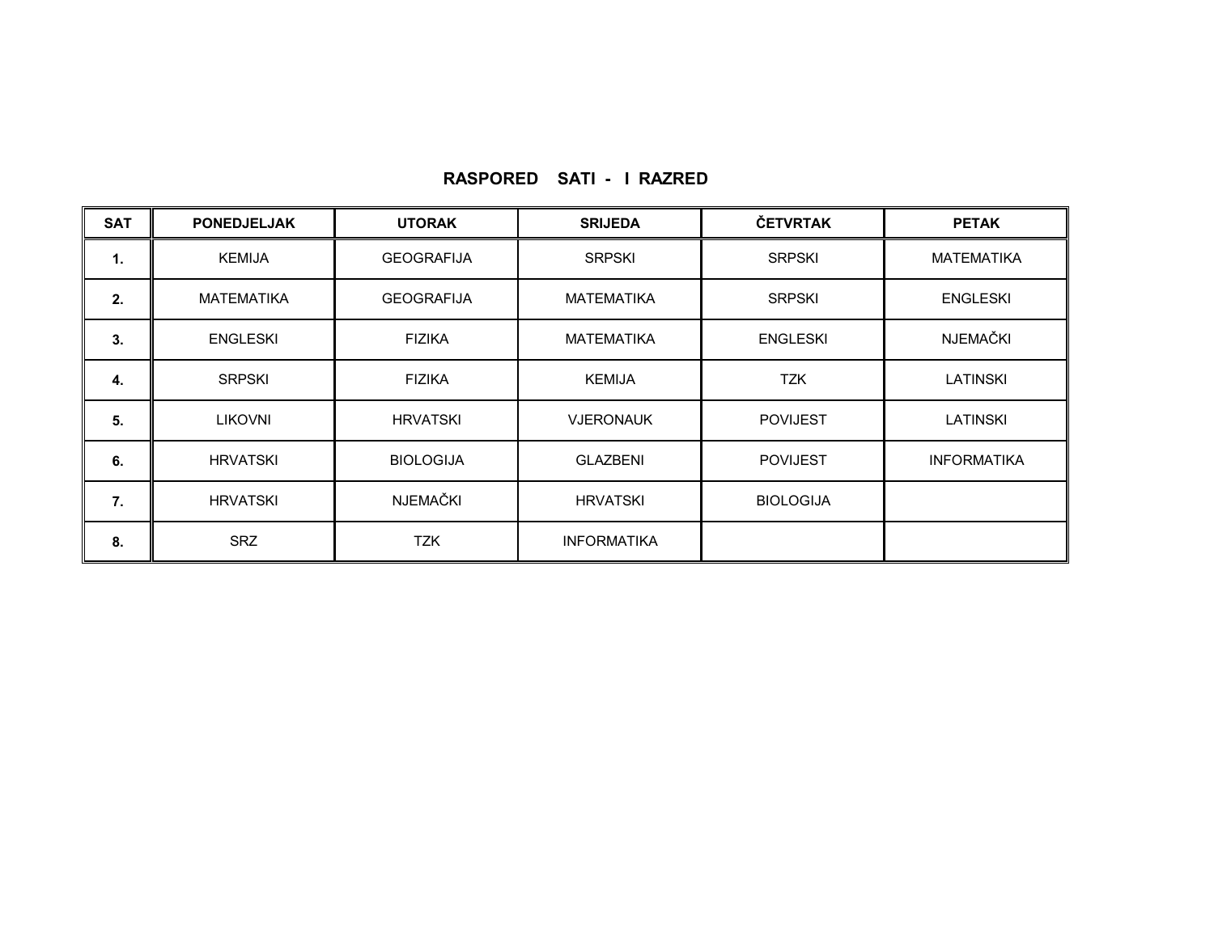# RASPORED SATI - I RAZRED

| SAT | PONEDJELJAK | UTORAK | SRIJEDA | ČETVRTAK | PETAK |
|---|---|---|---|---|---|
| 1. | KEMIJA | GEOGRAFIJA | SRPSKI | SRPSKI | MATEMATIKA |
| 2. | MATEMATIKA | GEOGRAFIJA | MATEMATIKA | SRPSKI | ENGLESKI |
| 3. | ENGLESKI | FIZIKA | MATEMATIKA | ENGLESKI | NJEMAČKI |
| 4. | SRPSKI | FIZIKA | KEMIJA | TZK | LATINSKI |
| 5. | LIKOVNI | HRVATSKI | VJERONAUK | POVIJEST | LATINSKI |
| 6. | HRVATSKI | BIOLOGIJA | GLAZBENI | POVIJEST | INFORMATIKA |
| 7. | HRVATSKI | NJEMAČKI | HRVATSKI | BIOLOGIJA | |
| 8. | SRZ | TZK | INFORMATIKA | | |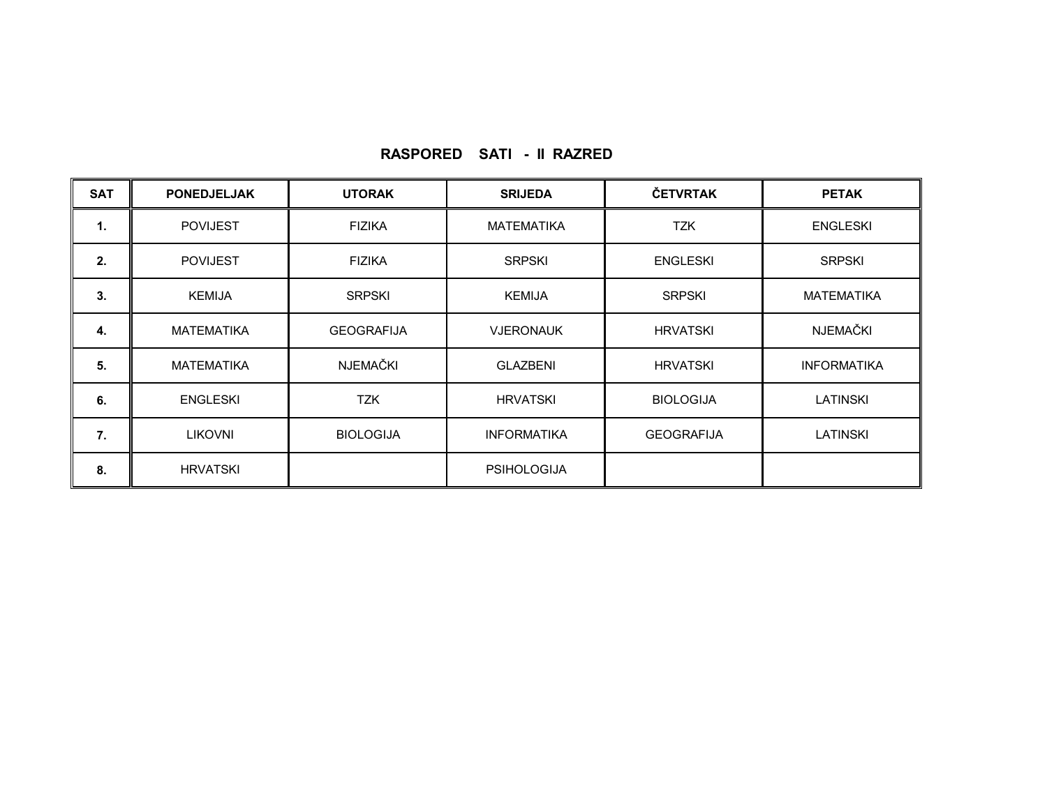# RASPORED SATI - II RAZRED

| SAT | PONEDJELJAK | UTORAK | SRIJEDA | ČETVRTAK | PETAK |
|---|---|---|---|---|---|
| 1. | POVIJEST | FIZIKA | MATEMATIKA | TZK | ENGLESKI |
| 2. | POVIJEST | FIZIKA | SRPSKI | ENGLESKI | SRPSKI |
| 3. | KEMIJA | SRPSKI | KEMIJA | SRPSKI | MATEMATIKA |
| 4. | MATEMATIKA | GEOGRAFIJA | VJERONAUK | HRVATSKI | NJEMAČKI |
| 5. | MATEMATIKA | NJEMAČKI | GLAZBENI | HRVATSKI | INFORMATIKA |
| 6. | ENGLESKI | TZK | HRVATSKI | BIOLOGIJA | LATINSKI |
| 7. | LIKOVNI | BIOLOGIJA | INFORMATIKA | GEOGRAFIJA | LATINSKI |
| 8. | HRVATSKI | | PSIHOLOGIJA | | |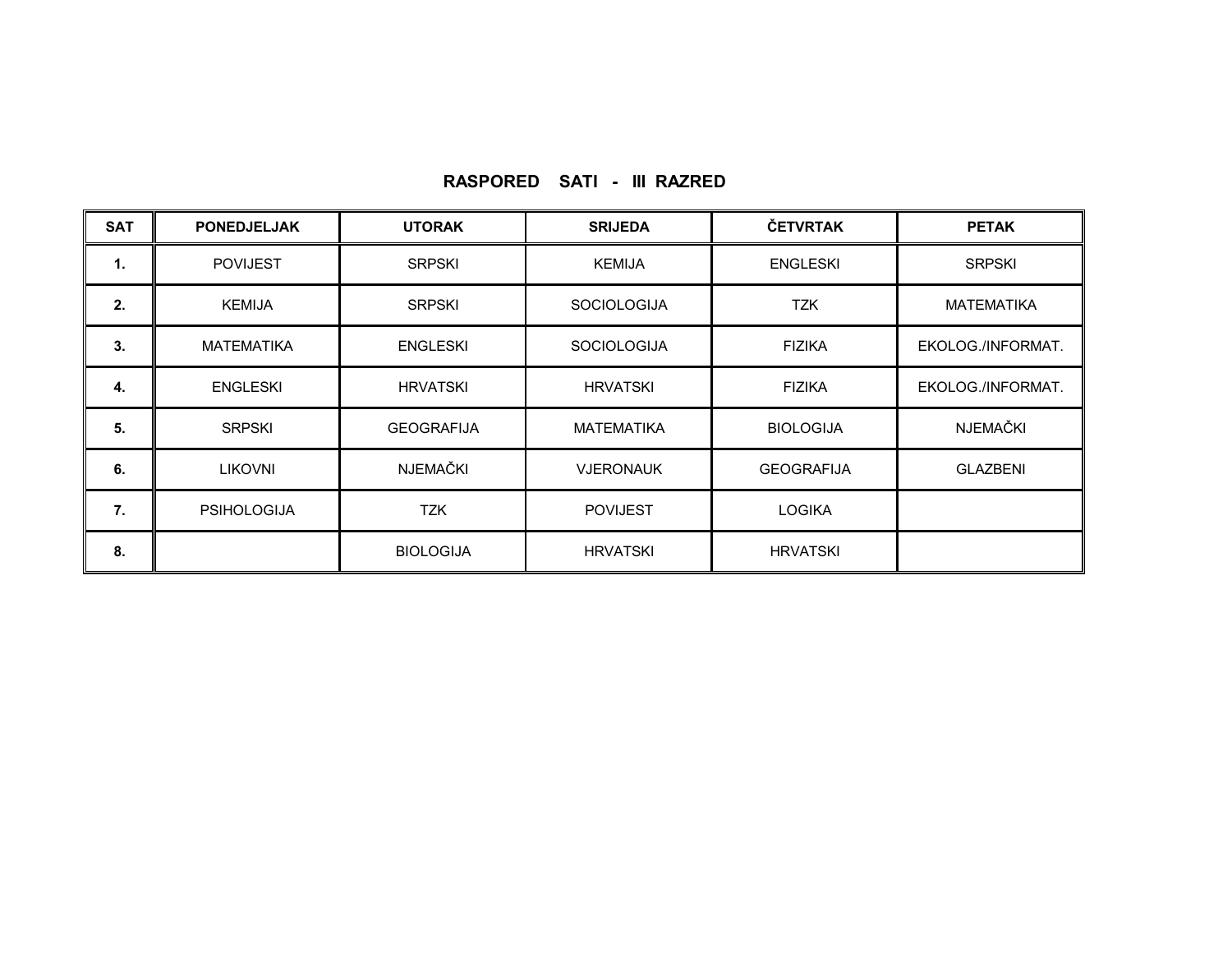# RASPORED SATI - III RAZRED

| SAT | PONEDJELJAK | UTORAK | SRIJEDA | ČETVRTAK | PETAK |
|---|---|---|---|---|---|
| 1. | POVIJEST | SRPSKI | KEMIJA | ENGLESKI | SRPSKI |
| 2. | KEMIJA | SRPSKI | SOCIOLOGIJA | TZK | MATEMATIKA |
| 3. | MATEMATIKA | ENGLESKI | SOCIOLOGIJA | FIZIKA | EKOLOG./INFORMAT. |
| 4. | ENGLESKI | HRVATSKI | HRVATSKI | FIZIKA | EKOLOG./INFORMAT. |
| 5. | SRPSKI | GEOGRAFIJA | MATEMATIKA | BIOLOGIJA | NJEMAČKI |
| 6. | LIKOVNI | NJEMAČKI | VJERONAUK | GEOGRAFIJA | GLAZBENI |
| 7. | PSIHOLOGIJA | TZK | POVIJEST | LOGIKA | |
| 8. | | BIOLOGIJA | HRVATSKI | HRVATSKI | |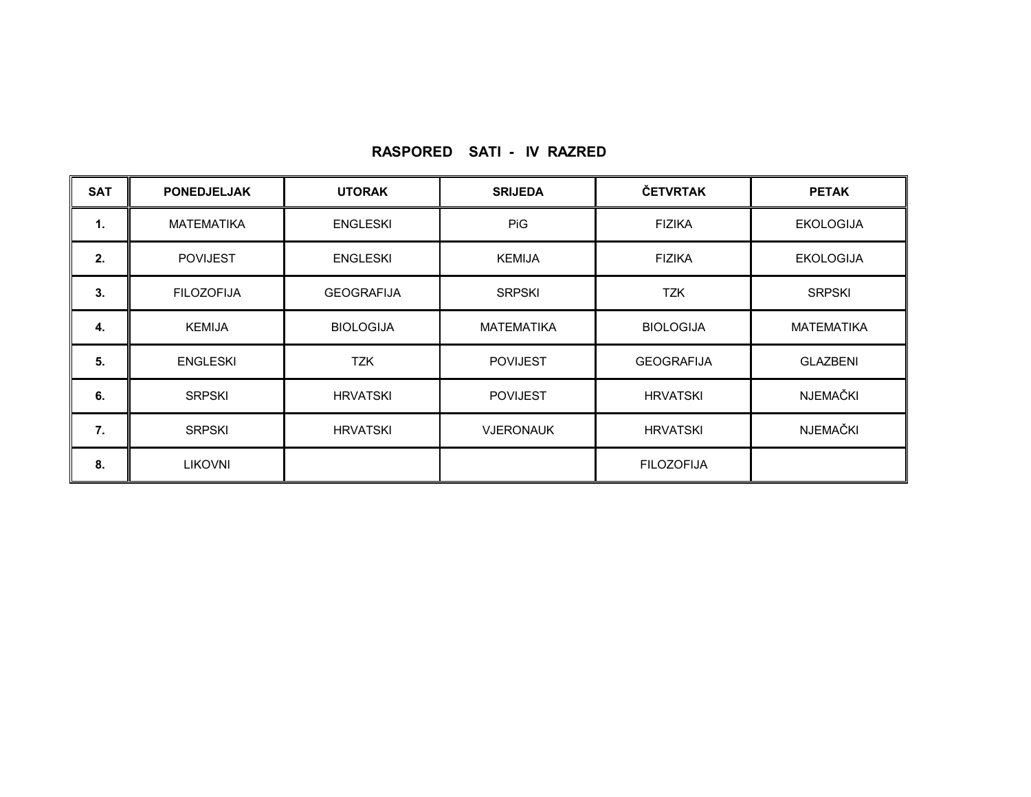# RASPORED SATI - IV RAZRED

| SAT | PONEDJELJAK | UTORAK | SRIJEDA | ČETVRTAK | PETAK |
|---|---|---|---|---|---|
| 1. | MATEMATIKA | ENGLESKI | PiG | FIZIKA | EKOLOGIJA |
| 2. | POVIJEST | ENGLESKI | KEMIJA | FIZIKA | EKOLOGIJA |
| 3. | FILOZOFIJA | GEOGRAFIJA | SRPSKI | TZK | SRPSKI |
| 4. | KEMIJA | BIOLOGIJA | MATEMATIKA | BIOLOGIJA | MATEMATIKA |
| 5. | ENGLESKI | TZK | POVIJEST | GEOGRAFIJA | GLAZBENI |
| 6. | SRPSKI | HRVATSKI | POVIJEST | HRVATSKI | NJEMAČKI |
| 7. | SRPSKI | HRVATSKI | VJERONAUK | HRVATSKI | NJEMAČKI |
| 8. | LIKOVNI | | | FILOZOFIJA | |